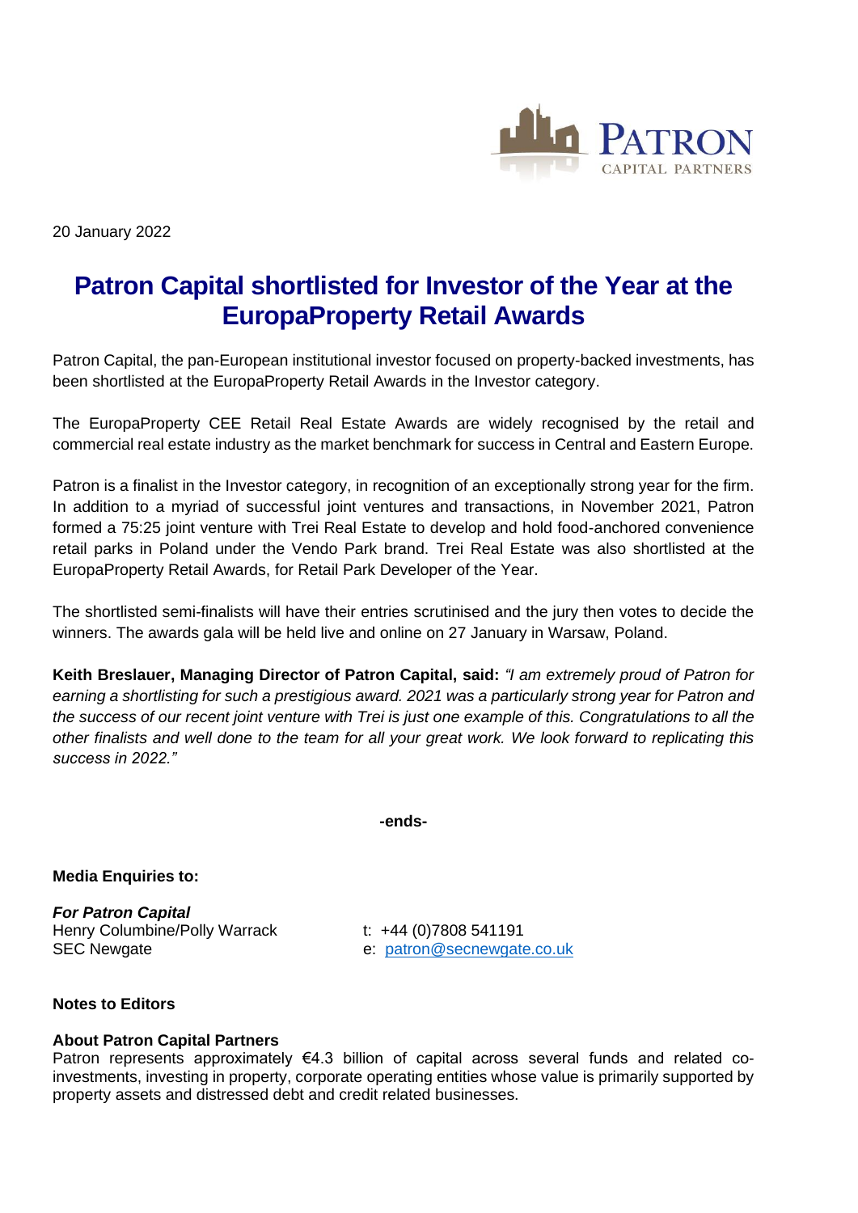20 January 2022

# Patron Capital shortlisted for Investor of the Year at the EuropaProperty Retail Awards

Patron Capital, the pan-European institutional investor focused on property-backed investments, has been shortlisted at the EuropaProperty Retail Awards in the Investor category.

The EuropaProperty CEE Retail Real Estate Awards are widely recognised by the retail and commercial real estate industry as the market benchmark for success in Central and Eastern Europe.

Patron is a finalist in the Investor category, in recognition of an exceptionally strong year for the firm. In addition to a myriad of successful joint ventures and transactions, in November 2021, Patron formed a 75:25 joint venture with Trei Real Estate to develop and hold food-anchored convenience retail parks in Poland under the Vendo Park brand. Trei Real Estate was also shortlisted at the EuropaProperty Retail Awards, for Retail Park Developer of the Year.

The shortlisted semi-finalists will have their entries scrutinised and the jury then votes to decide the winners. The awards gala will be held live and online on 27 January in Warsaw, Poland.

**Keith Breslauer, Managing Director of Patron Capital, said:** *"I am extremely proud of Patron for earning a shortlisting for such a prestigious award. 2021 was a particularly strong year for Patron and the success of our recent joint venture with Trei is just one example of this. Congratulations to all the other finalists and well done to the team for all your great work. We look forward to replicating this success in 2022."*

**-ends-**

**Media Enquiries to:**

***For Patron Capital***
Henry Columbine/Polly Warrack
SEC Newgate

t: +44 (0)7808 541191
e: patron@secnewgate.co.uk

**Notes to Editors**

**About Patron Capital Partners**
Patron represents approximately €4.3 billion of capital across several funds and related co-investments, investing in property, corporate operating entities whose value is primarily supported by property assets and distressed debt and credit related businesses.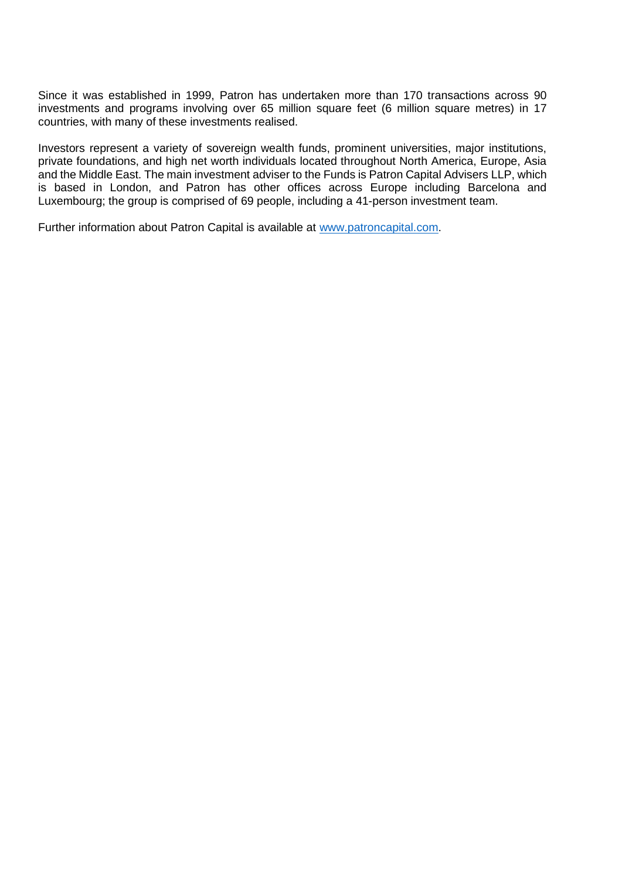Since it was established in 1999, Patron has undertaken more than 170 transactions across 90 investments and programs involving over 65 million square feet (6 million square metres) in 17 countries, with many of these investments realised.

Investors represent a variety of sovereign wealth funds, prominent universities, major institutions, private foundations, and high net worth individuals located throughout North America, Europe, Asia and the Middle East. The main investment adviser to the Funds is Patron Capital Advisers LLP, which is based in London, and Patron has other offices across Europe including Barcelona and Luxembourg; the group is comprised of 69 people, including a 41-person investment team.

Further information about Patron Capital is available at [www.patroncapital.com](http://www.patroncapital.com).